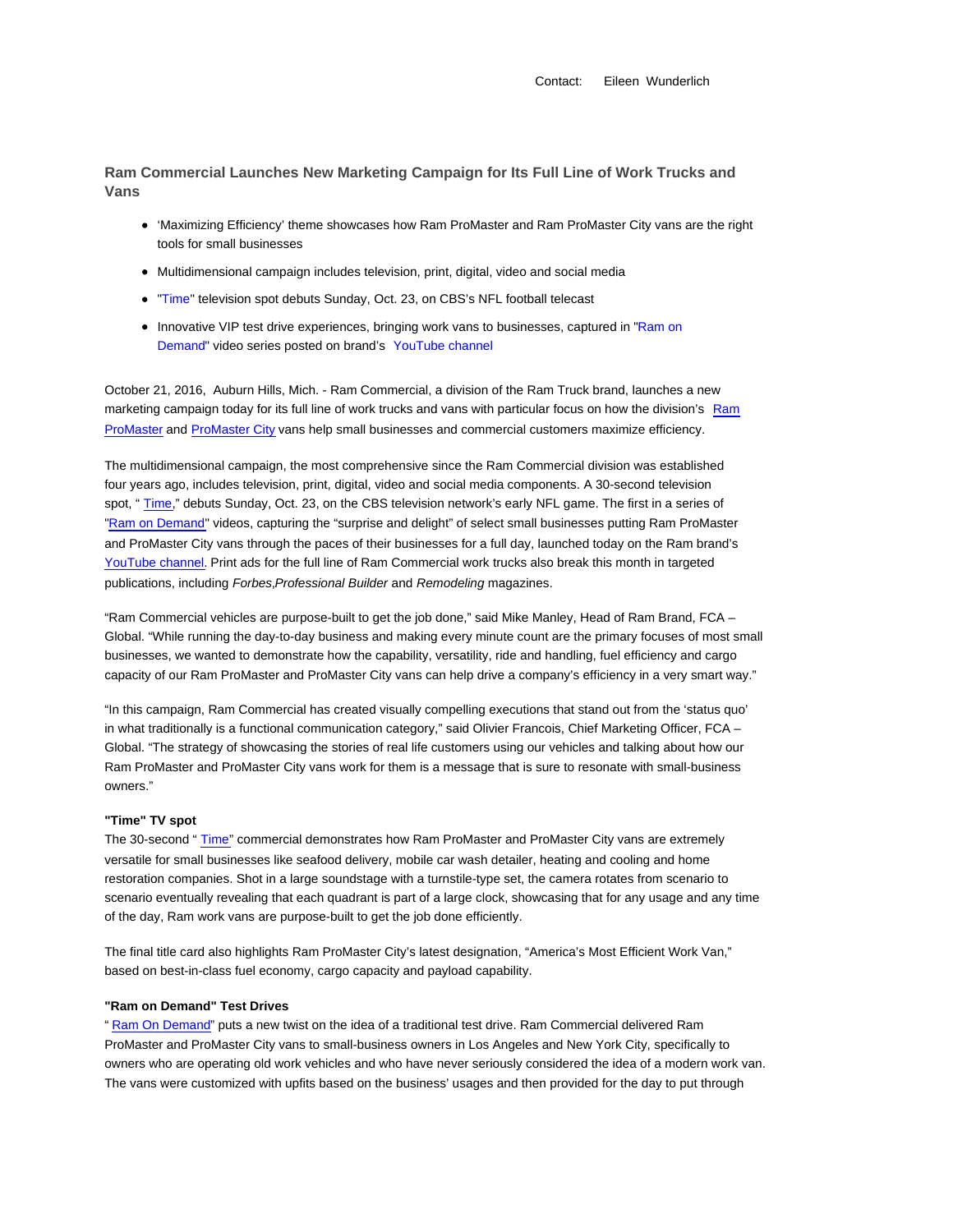Contact: Eileen Wunderlich

## Ram Commercial Launches New Marketing Campaign for Its Full Line of Work Trucks and Vans

- 'Maximizing Efficiency' theme showcases how Ram ProMaster and Ram ProMaster City vans are the right tools for small businesses
- Multidimensional campaign includes television, print, digital, video and social media
- "Time" television spot debuts Sunday, Oct. 23, on CBS's NFL football telecast
- Innovative VIP test drive experiences, bringing work vans to businesses, captured in "Ram on Demand" video series posted on brand's YouTube channel

October 21, 2016, Auburn Hills, Mich. - Ram Commercial, a division of the Ram Truck brand, launches a new marketing campaign today for its full line of work trucks and vans with particular focus on how the division's Ram ProMaster and ProMaster City vans help small businesses and commercial customers maximize efficiency.

The multidimensional campaign, the most comprehensive since the Ram Commercial division was established four years ago, includes television, print, digital, video and social media components. A 30-second television spot, " Time," debuts Sunday, Oct. 23, on the CBS television network's early NFL game. The first in a series of "Ram on Demand" videos, capturing the "surprise and delight" of select small businesses putting Ram ProMaster and ProMaster City vans through the paces of their businesses for a full day, launched today on the Ram brand's YouTube channel. Print ads for the full line of Ram Commercial work trucks also break this month in targeted publications, including *Forbes*,*Professional Builder* and *Remodeling* magazines.

"Ram Commercial vehicles are purpose-built to get the job done," said Mike Manley, Head of Ram Brand, FCA – Global. "While running the day-to-day business and making every minute count are the primary focuses of most small businesses, we wanted to demonstrate how the capability, versatility, ride and handling, fuel efficiency and cargo capacity of our Ram ProMaster and ProMaster City vans can help drive a company's efficiency in a very smart way."

"In this campaign, Ram Commercial has created visually compelling executions that stand out from the 'status quo' in what traditionally is a functional communication category," said Olivier Francois, Chief Marketing Officer, FCA – Global. "The strategy of showcasing the stories of real life customers using our vehicles and talking about how our Ram ProMaster and ProMaster City vans work for them is a message that is sure to resonate with small-business owners."

**"Time" TV spot**

The 30-second " Time" commercial demonstrates how Ram ProMaster and ProMaster City vans are extremely versatile for small businesses like seafood delivery, mobile car wash detailer, heating and cooling and home restoration companies. Shot in a large soundstage with a turnstile-type set, the camera rotates from scenario to scenario eventually revealing that each quadrant is part of a large clock, showcasing that for any usage and any time of the day, Ram work vans are purpose-built to get the job done efficiently.

The final title card also highlights Ram ProMaster City's latest designation, "America's Most Efficient Work Van," based on best-in-class fuel economy, cargo capacity and payload capability.

**"Ram on Demand" Test Drives**

" Ram On Demand" puts a new twist on the idea of a traditional test drive. Ram Commercial delivered Ram ProMaster and ProMaster City vans to small-business owners in Los Angeles and New York City, specifically to owners who are operating old work vehicles and who have never seriously considered the idea of a modern work van. The vans were customized with upfits based on the business' usages and then provided for the day to put through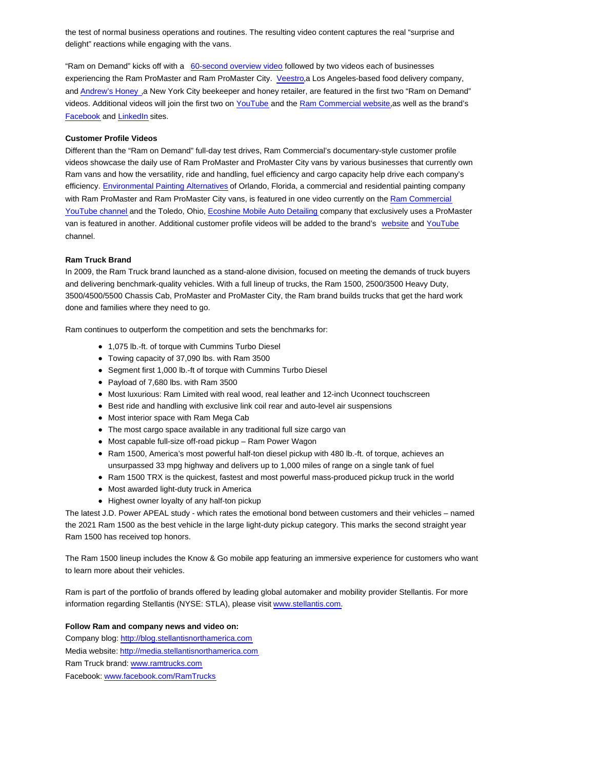the test of normal business operations and routines. The resulting video content captures the real "surprise and delight" reactions while engaging with the vans.

"Ram on Demand" kicks off with a 60-second overview video followed by two videos each of businesses experiencing the Ram ProMaster and Ram ProMaster City. Veestro,a Los Angeles-based food delivery company, and Andrew's Honey ,a New York City beekeeper and honey retailer, are featured in the first two "Ram on Demand" videos. Additional videos will join the first two on YouTube and the Ram Commercial website,as well as the brand's Facebook and LinkedIn sites.

**Customer Profile Videos**

Different than the "Ram on Demand" full-day test drives, Ram Commercial's documentary-style customer profile videos showcase the daily use of Ram ProMaster and ProMaster City vans by various businesses that currently own Ram vans and how the versatility, ride and handling, fuel efficiency and cargo capacity help drive each company's efficiency. Environmental Painting Alternatives of Orlando, Florida, a commercial and residential painting company with Ram ProMaster and Ram ProMaster City vans, is featured in one video currently on the Ram Commercial YouTube channel and the Toledo, Ohio, Ecoshine Mobile Auto Detailing company that exclusively uses a ProMaster van is featured in another. Additional customer profile videos will be added to the brand's website and YouTube channel.

**Ram Truck Brand**

In 2009, the Ram Truck brand launched as a stand-alone division, focused on meeting the demands of truck buyers and delivering benchmark-quality vehicles. With a full lineup of trucks, the Ram 1500, 2500/3500 Heavy Duty, 3500/4500/5500 Chassis Cab, ProMaster and ProMaster City, the Ram brand builds trucks that get the hard work done and families where they need to go.

Ram continues to outperform the competition and sets the benchmarks for:

- 1,075 lb.-ft. of torque with Cummins Turbo Diesel
- Towing capacity of 37,090 lbs. with Ram 3500
- Segment first 1,000 lb.-ft of torque with Cummins Turbo Diesel
- Payload of 7,680 lbs. with Ram 3500
- Most luxurious: Ram Limited with real wood, real leather and 12-inch Uconnect touchscreen
- Best ride and handling with exclusive link coil rear and auto-level air suspensions
- Most interior space with Ram Mega Cab
- The most cargo space available in any traditional full size cargo van
- Most capable full-size off-road pickup – Ram Power Wagon
- Ram 1500, America's most powerful half-ton diesel pickup with 480 lb.-ft. of torque, achieves an unsurpassed 33 mpg highway and delivers up to 1,000 miles of range on a single tank of fuel
- Ram 1500 TRX is the quickest, fastest and most powerful mass-produced pickup truck in the world
- Most awarded light-duty truck in America
- Highest owner loyalty of any half-ton pickup

The latest J.D. Power APEAL study - which rates the emotional bond between customers and their vehicles – named the 2021 Ram 1500 as the best vehicle in the large light-duty pickup category. This marks the second straight year Ram 1500 has received top honors.

The Ram 1500 lineup includes the Know & Go mobile app featuring an immersive experience for customers who want to learn more about their vehicles.

Ram is part of the portfolio of brands offered by leading global automaker and mobility provider Stellantis. For more information regarding Stellantis (NYSE: STLA), please visit www.stellantis.com.

**Follow Ram and company news and video on:**

Company blog: http://blog.stellantisnorthamerica.com
Media website: http://media.stellantisnorthamerica.com
Ram Truck brand: www.ramtrucks.com
Facebook: www.facebook.com/RamTrucks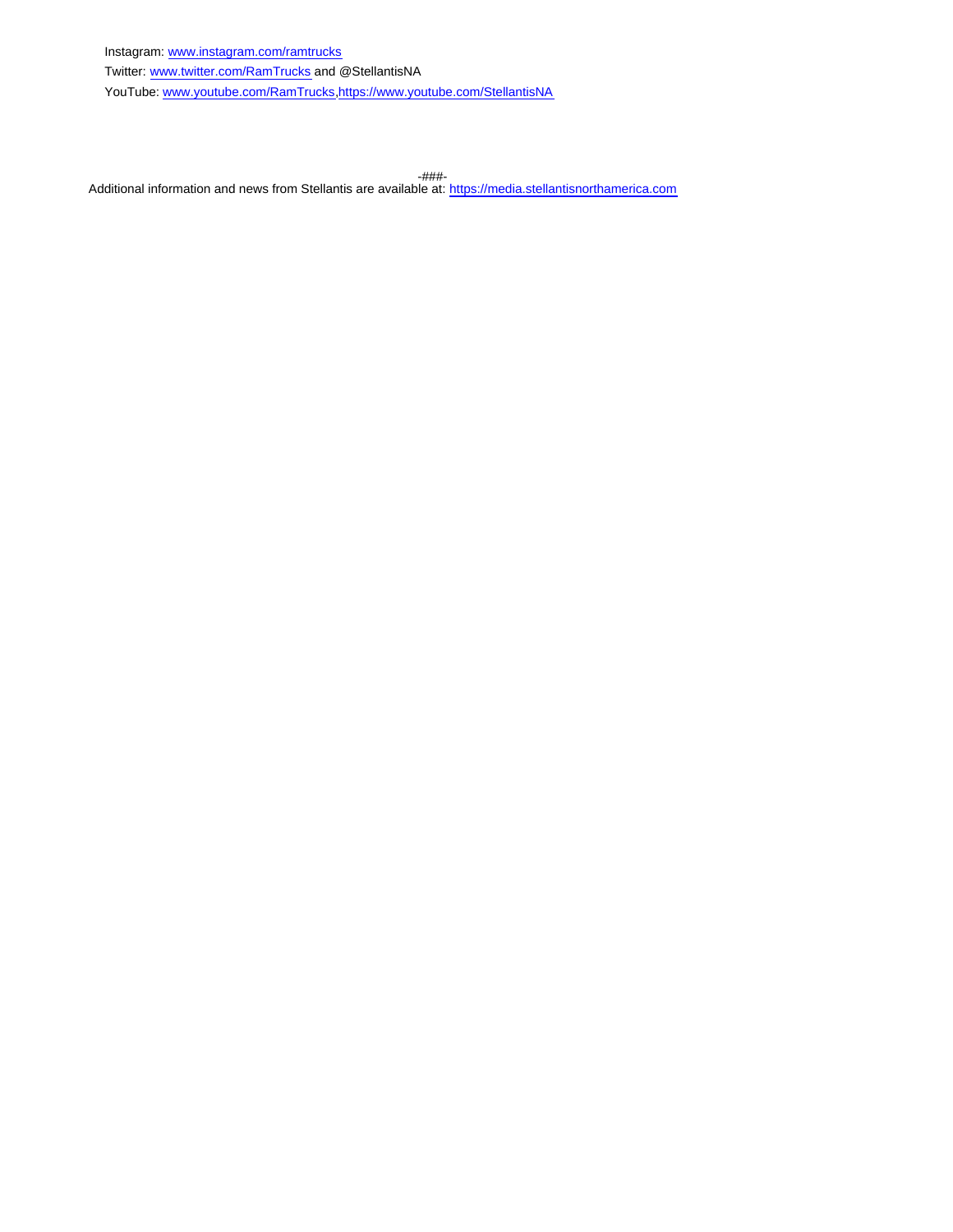Instagram: www.instagram.com/ramtrucks

Twitter: www.twitter.com/RamTrucks and @StellantisNA

YouTube: www.youtube.com/RamTrucks,https://www.youtube.com/StellantisNA

-###-

Additional information and news from Stellantis are available at: https://media.stellantisnorthamerica.com